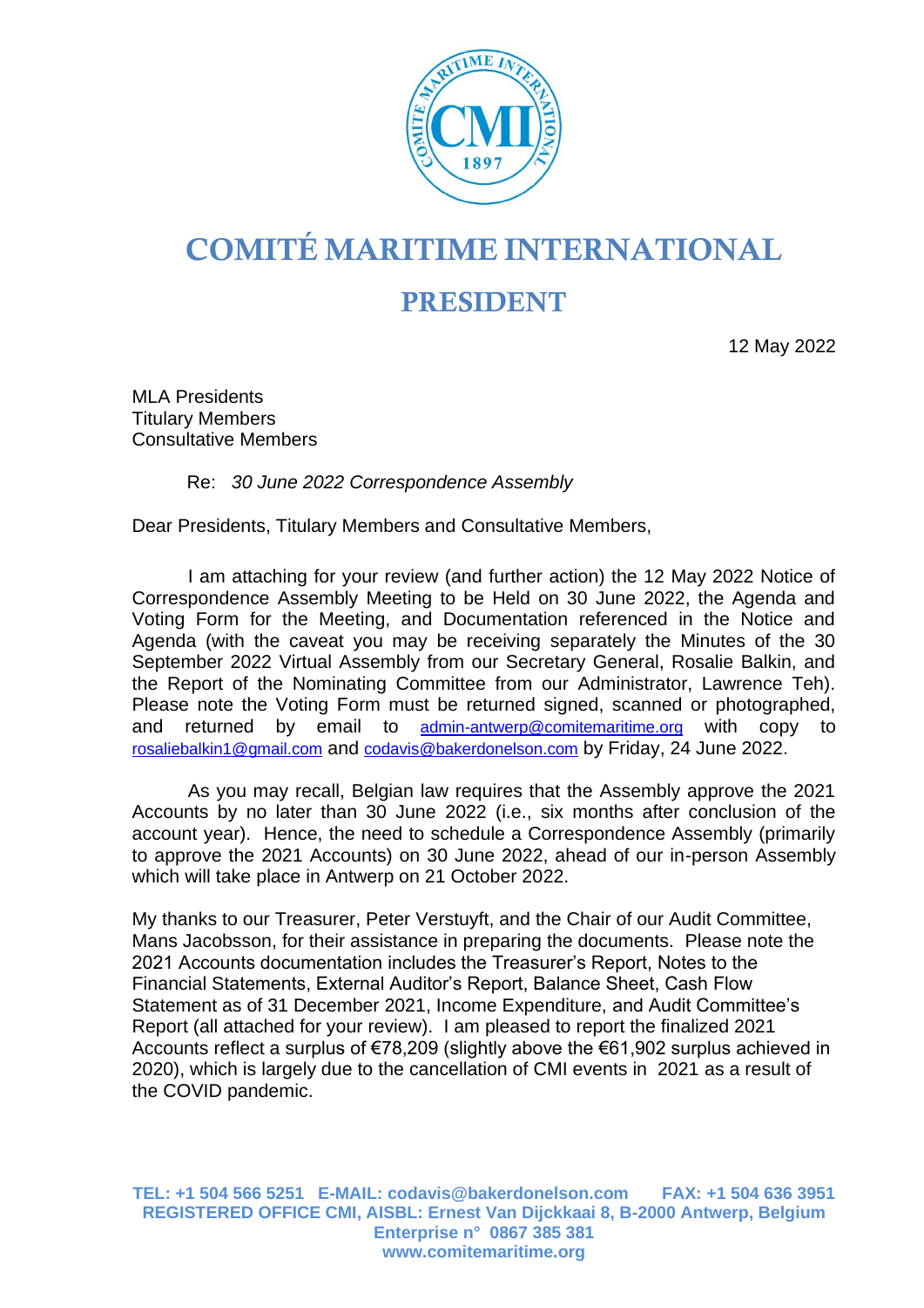# COMITÉ MARITIME INTERNATIONAL

## PRESIDENT

12 May 2022

MLA Presidents
Titulary Members
Consultative Members

Re: *30 June 2022 Correspondence Assembly*

Dear Presidents, Titulary Members and Consultative Members,

I am attaching for your review (and further action) the 12 May 2022 Notice of Correspondence Assembly Meeting to be Held on 30 June 2022, the Agenda and Voting Form for the Meeting, and Documentation referenced in the Notice and Agenda (with the caveat you may be receiving separately the Minutes of the 30 September 2022 Virtual Assembly from our Secretary General, Rosalie Balkin, and the Report of the Nominating Committee from our Administrator, Lawrence Teh). Please note the Voting Form must be returned signed, scanned or photographed, and returned by email to admin-antwerp@comitemaritime.org with copy to rosaliebalkin1@gmail.com and codavis@bakerdonelson.com by Friday, 24 June 2022.

As you may recall, Belgian law requires that the Assembly approve the 2021 Accounts by no later than 30 June 2022 (i.e., six months after conclusion of the account year). Hence, the need to schedule a Correspondence Assembly (primarily to approve the 2021 Accounts) on 30 June 2022, ahead of our in-person Assembly which will take place in Antwerp on 21 October 2022.

My thanks to our Treasurer, Peter Verstuyft, and the Chair of our Audit Committee, Mans Jacobsson, for their assistance in preparing the documents. Please note the 2021 Accounts documentation includes the Treasurer's Report, Notes to the Financial Statements, External Auditor's Report, Balance Sheet, Cash Flow Statement as of 31 December 2021, Income Expenditure, and Audit Committee's Report (all attached for your review). I am pleased to report the finalized 2021 Accounts reflect a surplus of €78,209 (slightly above the €61,902 surplus achieved in 2020), which is largely due to the cancellation of CMI events in 2021 as a result of the COVID pandemic.

**TEL: +1 504 566 5251 E-MAIL: codavis@bakerdonelson.com FAX: +1 504 636 3951**
**REGISTERED OFFICE CMI, AISBL: Ernest Van Dijckkaai 8, B-2000 Antwerp, Belgium**
**Enterprise n° 0867 385 381**
**www.comitemaritime.org**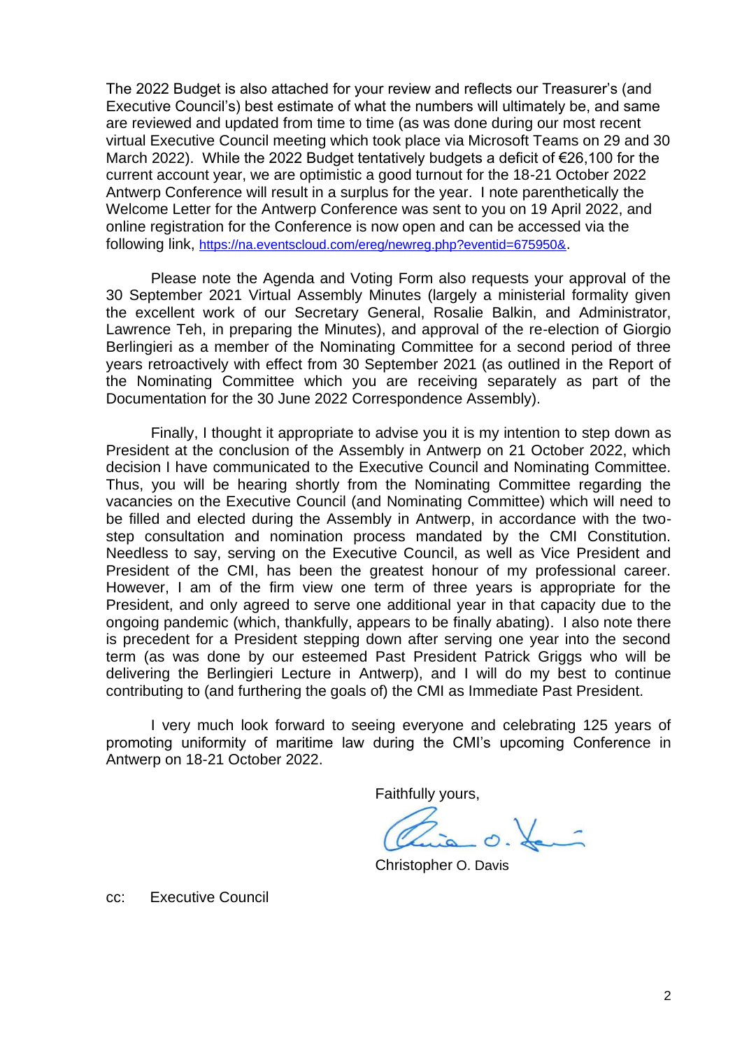The 2022 Budget is also attached for your review and reflects our Treasurer's (and Executive Council's) best estimate of what the numbers will ultimately be, and same are reviewed and updated from time to time (as was done during our most recent virtual Executive Council meeting which took place via Microsoft Teams on 29 and 30 March 2022). While the 2022 Budget tentatively budgets a deficit of €26,100 for the current account year, we are optimistic a good turnout for the 18-21 October 2022 Antwerp Conference will result in a surplus for the year. I note parenthetically the Welcome Letter for the Antwerp Conference was sent to you on 19 April 2022, and online registration for the Conference is now open and can be accessed via the following link, https://na.eventscloud.com/ereg/newreg.php?eventid=675950&.

Please note the Agenda and Voting Form also requests your approval of the 30 September 2021 Virtual Assembly Minutes (largely a ministerial formality given the excellent work of our Secretary General, Rosalie Balkin, and Administrator, Lawrence Teh, in preparing the Minutes), and approval of the re-election of Giorgio Berlingieri as a member of the Nominating Committee for a second period of three years retroactively with effect from 30 September 2021 (as outlined in the Report of the Nominating Committee which you are receiving separately as part of the Documentation for the 30 June 2022 Correspondence Assembly).

Finally, I thought it appropriate to advise you it is my intention to step down as President at the conclusion of the Assembly in Antwerp on 21 October 2022, which decision I have communicated to the Executive Council and Nominating Committee. Thus, you will be hearing shortly from the Nominating Committee regarding the vacancies on the Executive Council (and Nominating Committee) which will need to be filled and elected during the Assembly in Antwerp, in accordance with the two-step consultation and nomination process mandated by the CMI Constitution. Needless to say, serving on the Executive Council, as well as Vice President and President of the CMI, has been the greatest honour of my professional career. However, I am of the firm view one term of three years is appropriate for the President, and only agreed to serve one additional year in that capacity due to the ongoing pandemic (which, thankfully, appears to be finally abating). I also note there is precedent for a President stepping down after serving one year into the second term (as was done by our esteemed Past President Patrick Griggs who will be delivering the Berlingieri Lecture in Antwerp), and I will do my best to continue contributing to (and furthering the goals of) the CMI as Immediate Past President.

I very much look forward to seeing everyone and celebrating 125 years of promoting uniformity of maritime law during the CMI's upcoming Conference in Antwerp on 18-21 October 2022.

Faithfully yours,

Christopher O. Davis

cc: Executive Council